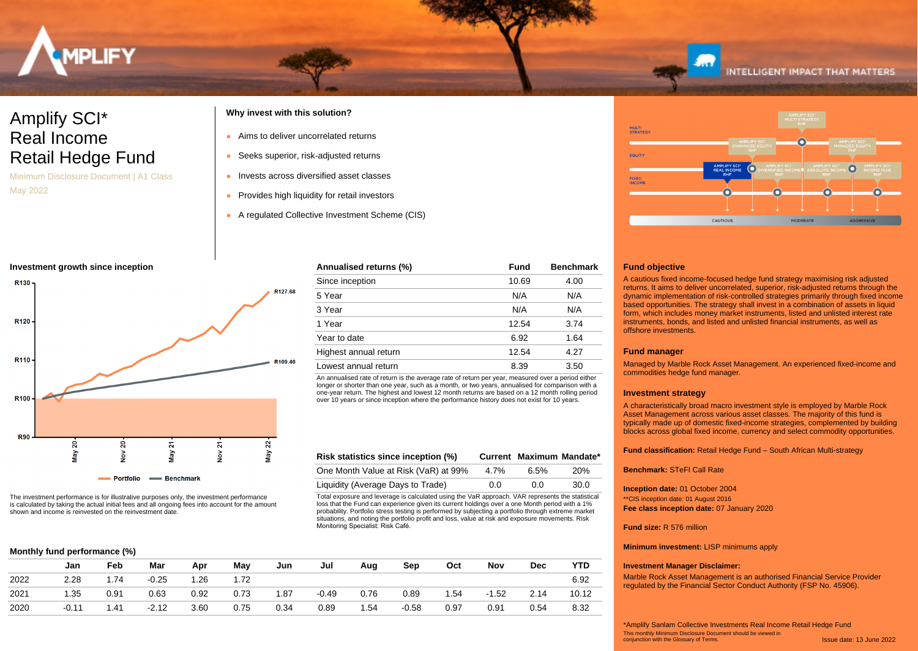# Amplify SCI* Real Income Retail Hedge Fund

Minimum Disclosure Document | A1 Class

May 2022

### Why invest with this solution?

- Aims to deliver uncorrelated returns
- Seeks superior, risk-adjusted returns
- Invests across diversified asset classes
- Provides high liquidity for retail investors
- A regulated Collective Investment Scheme (CIS)

### Investment growth since inception

The investment performance is for illustrative purposes only, the investment performance is calculated by taking the actual initial fees and all ongoing fees into account for the amount shown and income is reinvested on the reinvestment date.

| Annualised returns (%) | Fund | Benchmark |
|---|---|---|
| Since inception | 10.69 | 4.00 |
| 5 Year | N/A | N/A |
| 3 Year | N/A | N/A |
| 1 Year | 12.54 | 3.74 |
| Year to date | 6.92 | 1.64 |
| Highest annual return | 12.54 | 4.27 |
| Lowest annual return | 8.39 | 3.50 |

An annualised rate of return is the average rate of return per year, measured over a period either longer or shorter than one year, such as a month, or two years, annualised for comparison with a one-year return. The highest and lowest 12 month returns are based on a 12 month rolling period over 10 years or since inception where the performance history does not exist for 10 years.

| Risk statistics since inception (%) | Current | Maximum | Mandate* |
|---|---|---|---|
| One Month Value at Risk (VaR) at 99% | 4.7% | 6.5% | 20% |
| Liquidity (Average Days to Trade) | 0.0 | 0.0 | 30.0 |

Total exposure and leverage is calculated using the VaR approach. VAR represents the statistical loss that the Fund can experience given its current holdings over a one Month period with a 1% probability. Portfolio stress testing is performed by subjecting a portfolio through extreme market situations, and noting the portfolio profit and loss, value at risk and exposure movements. Risk Monitoring Specialist: Risk Café.

### Monthly fund performance (%)

| | Jan | Feb | Mar | Apr | May | Jun | Jul | Aug | Sep | Oct | Nov | Dec | YTD |
|---|---|---|---|---|---|---|---|---|---|---|---|---|---|
| 2022 | 2.28 | 1.74 | -0.25 | 1.26 | 1.72 | | | | | | | | 6.92 |
| 2021 | 1.35 | 0.91 | 0.63 | 0.92 | 0.73 | 1.87 | -0.49 | 0.76 | 0.89 | 1.54 | -1.52 | 2.14 | 10.12 |
| 2020 | -0.11 | 1.41 | -2.12 | 3.60 | 0.75 | 0.34 | 0.89 | 1.54 | -0.58 | 0.97 | 0.91 | 0.54 | 8.32 |

### Fund objective

A cautious fixed income-focused hedge fund strategy maximising risk adjusted returns. It aims to deliver uncorrelated, superior, risk-adjusted returns through the dynamic implementation of risk-controlled strategies primarily through fixed income based opportunities. The strategy shall invest in a combination of assets in liquid form, which includes money market instruments, listed and unlisted interest rate instruments, bonds, and listed and unlisted financial instruments, as well as offshore investments.

### Fund manager

Managed by Marble Rock Asset Management. An experienced fixed-income and commodities hedge fund manager.

### Investment strategy

A characteristically broad macro investment style is employed by Marble Rock Asset Management across various asset classes. The majority of this fund is typically made up of domestic fixed-income strategies, complemented by building blocks across global fixed income, currency and select commodity opportunities.

**Fund classification:** Retail Hedge Fund – South African Multi-strategy

**Benchmark:** STeFI Call Rate

**Inception date:** 01 October 2004

**CIS inception date: 01 August 2016

**Fee class inception date:** 07 January 2020

**Fund size:** R 576 million

**Minimum investment:** LISP minimums apply

**Investment Manager Disclaimer:**

Marble Rock Asset Management is an authorised Financial Service Provider regulated by the Financial Sector Conduct Authority (FSP No. 45906).

*Amplify Sanlam Collective Investments Real Income Retail Hedge Fund

This monthly Minimum Disclosure Document should be viewed in conjunction with the Glossary of Terms.

Issue date: 13 June 2022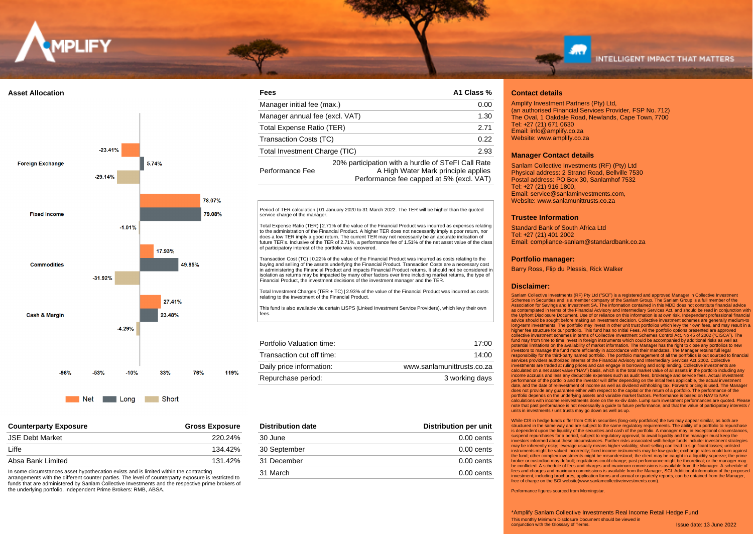## Asset Allocation

Foreign Exchange
-23.41%
5.74%
-29.14%

Fixed Income
78.07%
79.08%
-1.01%

Commodities
17.93%
49.85%
-31.92%

Cash & Margin
27.41%
23.48%
-4.29%

-96% -53% -10% 33% 76% 119%

Net Long Short

| Fees | A1 Class % |
|---|---|
| Manager initial fee (max.) | 0.00 |
| Manager annual fee (excl. VAT) | 1.30 |
| Total Expense Ratio (TER) | 2.71 |
| Transaction Costs (TC) | 0.22 |
| Total Investment Charge (TIC) | 2.93 |
| Performance Fee | 20% participation with a hurdle of STeFI Call Rate A High Water Mark principle applies Performance fee capped at 5% (excl. VAT) |

Period of TER calculation | 01 January 2020 to 31 March 2022. The TER will be higher than the quoted service charge of the manager.

Total Expense Ratio (TER) | 2.71% of the value of the Financial Product was incurred as expenses relating to the administration of the Financial Product. A higher TER does not necessarily imply a poor return, nor does a low TER imply a good return. The current TER may not necessarily be an accurate indication of future TER's. Inclusive of the TER of 2.71%, a performance fee of 1.51% of the net asset value of the class of participatory interest of the portfolio was recovered.

Transaction Cost (TC) | 0.22% of the value of the Financial Product was incurred as costs relating to the buying and selling of the assets underlying the Financial Product. Transaction Costs are a necessary cost in administering the Financial Product and impacts Financial Product returns. It should not be considered in isolation as returns may be impacted by many other factors over time including market returns, the type of Financial Product, the investment decisions of the investment manager and the TER.

Total Investment Charges (TER + TC) | 2.93% of the value of the Financial Product was incurred as costs relating to the investment of the Financial Product.

This fund is also available via certain LISPS (Linked Investment Service Providers), which levy their own fees.

| | |
|---|---|
| Portfolio Valuation time: | 17:00 |
| Transaction cut off time: | 14:00 |
| Daily price information: | www.sanlamunittrusts.co.za |
| Repurchase period: | 3 working days |

| Counterparty Exposure | Gross Exposure |
|---|---|
| JSE Debt Market | 220.24% |
| Liffe | 134.42% |
| Absa Bank Limited | 131.42% |

In some circumstances asset hypothecation exists and is limited within the contracting arrangements with the different counter parties. The level of counterparty exposure is restricted to funds that are administered by Sanlam Collective Investments and the respective prime brokers of the underlying portfolio. Independent Prime Brokers: RMB, ABSA.

| Distribution date | Distribution per unit |
|---|---|
| 30 June | 0.00 cents |
| 30 September | 0.00 cents |
| 31 December | 0.00 cents |
| 31 March | 0.00 cents |

## Contact details

Amplify Investment Partners (Pty) Ltd,
(an authorised Financial Services Provider, FSP No. 712)
The Oval, 1 Oakdale Road, Newlands, Cape Town, 7700
Tel: +27 (21) 671 0630
Email: info@amplify.co.za
Website: www.amplify.co.za

## Manager Contact details

Sanlam Collective Investments (RF) (Pty) Ltd
Physical address: 2 Strand Road, Bellville 7530
Postal address: PO Box 30, Sanlamhof 7532
Tel: +27 (21) 916 1800,
Email: service@sanlaminvestments.com,
Website: www.sanlamunittrusts.co.za

## Trustee Information

Standard Bank of South Africa Ltd
Tel: +27 (21) 401 2002
Email: compliance-sanlam@standardbank.co.za

## Portfolio manager:

Barry Ross, Flip du Plessis, Rick Walker

## Disclaimer:

Sanlam Collective Investments (RF) Pty Ltd ("SCI") is a registered and approved Manager in Collective Investment Schemes in Securities and is a member company of the Sanlam Group. The Sanlam Group is a full member of the Association for Savings and Investment SA. The information contained in this MDD does not constitute financial advice as contemplated in terms of the Financial Advisory and Intermediary Services Act, and should be read in conjunction with the Upfront Disclosure Document. Use of or reliance on this information is at own risk. Independent professional financial advice should be sought before making an investment decision. Collective investment schemes are generally medium-to long-term investments. The portfolio may invest in other unit trust portfolios which levy their own fees, and may result in a higher fee structure for our portfolio. This fund has no Initial Fees. All the portfolio options presented are approved collective investment schemes in terms of Collective Investment Schemes Control Act, No 45 of 2002 ("CISCA"). The fund may from time to time invest in foreign instruments which could be accompanied by additional risks as well as potential limitations on the availability of market information. The Manager has the right to close any portfolios to new investors to manage the fund more efficiently in accordance with their mandates. The Manager retains full legal responsibility for the third-party named portfolio. The portfolio management of all the portfolios is out sourced to financial services providers authorized interms of the Financial Advisory and Intermediary Services Act, 2002. Collective investments are traded at ruling prices and can engage in borrowing and scrip lending. Collective investments are calculated on a net asset value ("NAV") basis, which is the total market value of all assets in the portfolio including any income accruals and less any deductible expenses such as audit fees, brokerage and service fees. Actual investment performance of the portfolio and the investor will differ depending on the initial fees applicable, the actual investment date, and the date of reinvestment of income as well as dividend withholding tax. Forward pricing is used. The Manager does not provide any guarantee either with respect to the capital or the return of a portfolio. The performance of the portfolio depends on the underlying assets and variable market factors. Performance is based on NAV to NAV calculations with income reinvestments done on the ex-div date. Lump sum investment performances are quoted. Please note that past performance is not necessarily a guide to future performance, and that the value of participatory interests / units in investments / unit trusts may go down as well as up.

While CIS in hedge funds differ from CIS in securities (long-only portfolios) the two may appear similar, as both are structured in the same way and are subject to the same regulatory requirements. The ability of a portfolio to repurchase is dependent upon the liquidity of the securities and cash of the portfolio. A manager may, in exceptional circumstances, suspend repurchases for a period, subject to regulatory approval, to await liquidity and the manager must keep the investors informed about these circumstances. Further risks associated with hedge funds include: investment strategies may be inherently risky; leverage usually means higher volatility; short-selling can lead to significant losses; unlisted instruments might be valued incorrectly; fixed income instruments may be low-grade; exchange rates could turn against the fund; other complex investments might be misunderstood; the client may be caught in a liquidity squeeze; the prime broker or custodian may default; regulations could change; past performance might be theoretical; or the manager may be conflicted. A schedule of fees and charges and maximum commissions is available from the Manager. A schedule of fees and charges and maximum commissions is available from the Manager, SCI. Additional information of the proposed investment, including brochures, application forms and annual or quarterly reports, can be obtained from the Manager, free of charge on the SCI website(www.sanlamcollectiveinvestments.com).

Performance figures sourced from Morningstar.

*Amplify Sanlam Collective Investments Real Income Retail Hedge Fund

This monthly Minimum Disclosure Document should be viewed in conjunction with the Glossary of Terms.

Issue date: 13 June 2022